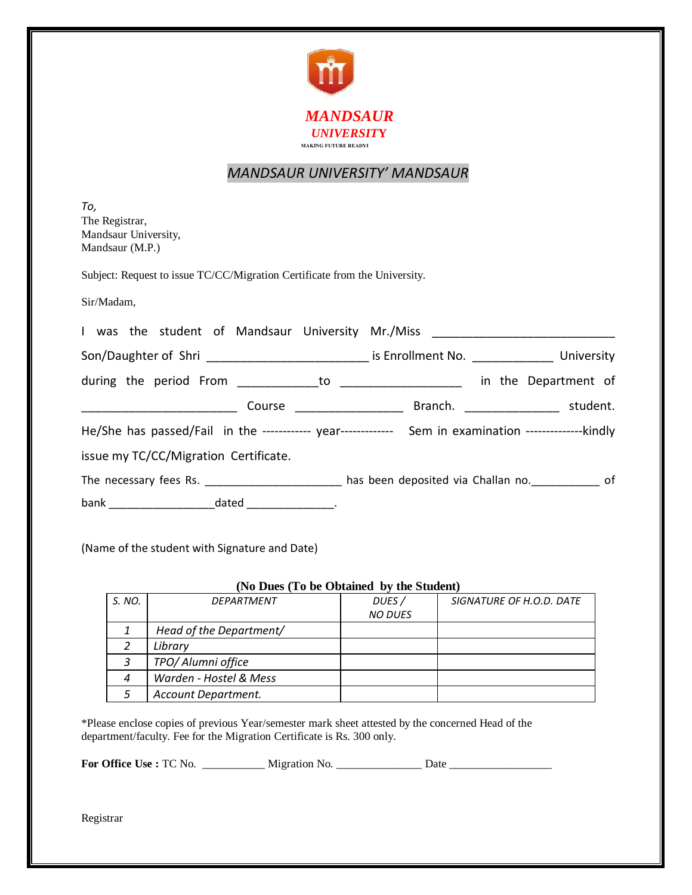**MANDSAUR**
**UNIVERSITY**
MAKING FUTURE READY!

## MANDSAUR UNIVERSITY' MANDSAUR

*To,*
The Registrar,
Mandsaur University,
Mandsaur (M.P.)

Subject: Request to issue TC/CC/Migration Certificate from the University.

Sir/Madam,

I was the student of Mandsaur University Mr./Miss ___________________________ Son/Daughter of Shri ________________________ is Enrollment No. ____________ University during the period From ____________to _________________ in the Department of _______________________ Course ________________ Branch. ______________ student. He/She has passed/Fail in the ------------ year------------- Sem in examination --------------kindly issue my TC/CC/Migration Certificate.

The necessary fees Rs. _____________________ has been deposited via Challan no.___________ of bank ________________dated _____________.

(Name of the student with Signature and Date)

**(No Dues (To be Obtained by the Student)**

| *S. NO.* | *DEPARTMENT* | *DUES / NO DUES* | *SIGNATURE OF H.O.D. DATE* |
|---|---|---|---|
| *1* | *Head of the Department/* | | |
| *2* | *Library* | | |
| *3* | *TPO/ Alumni office* | | |
| *4* | *Warden - Hostel & Mess* | | |
| *5* | *Account Department.* | | |

*Please enclose copies of previous Year/semester mark sheet attested by the concerned Head of the department/faculty. Fee for the Migration Certificate is Rs. 300 only.

**For Office Use :** TC No. ___________ Migration No. _______________ Date __________________

Registrar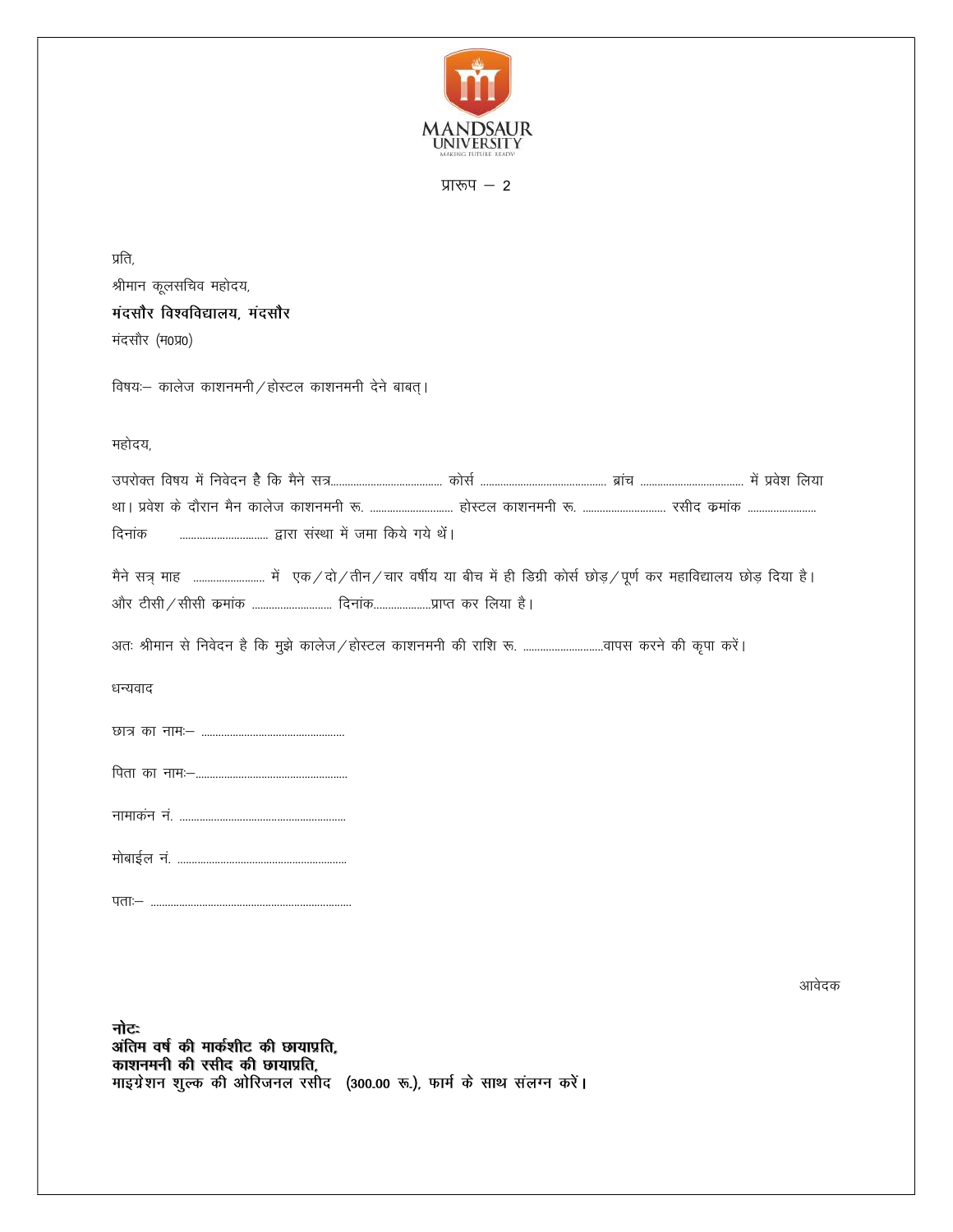MANDSAUR UNIVERSITY

MAKING FUTURE READY!

प्रारूप – 2

प्रति,

श्रीमान कूलसचिव महोदय,

**मंदसौर विश्वविद्यालय, मंदसौर**

मंदसौर (म0प्र0)

विषयः– कालेज काशनमनी / होस्टल काशनमनी देने बाबत्।

महोदय,

उपरोक्त विषय में निवेदन है कि मैने सत्र....................................... कोर्स ............................................ ब्रांच .................................... में प्रवेश लिया था। प्रवेश के दौरान मैन कालेज काशनमनी रू. ............................. होस्टल काशनमनी रू. ............................. रसीद क्रमांक ........................ दिनांक ............................... द्वारा संस्था में जमा किये गये थें।

मैने सत्र माह ......................... में एक / दो / तीन / चार वर्षीय या बीच में ही डिग्री कोर्स छोड़ / पूर्ण कर महाविद्यालय छोड़ दिया है। और टीसी / सीसी क्रमांक ............................ दिनांक....................प्राप्त कर लिया है।

अतः श्रीमान से निवेदन है कि मुझे कालेज / होस्टल काशनमनी की राशि रू. ............................वापस करने की कृपा करें।

धन्यवाद

छात्र का नामः– ..................................................

पिता का नामः–.....................................................

नामाकंन नं. ..........................................................

मोबाईल नं. ...........................................................

पताः– ......................................................................

आवेदक

**नोटः**

**अंतिम वर्ष की मार्कशीट की छायाप्रति,**

**काशनमनी की रसीद की छायाप्रति,**

**माइग्रेशन शुल्क की ओरिजनल रसीद (300.00 रू.), फार्म के साथ संलग्न करें।**